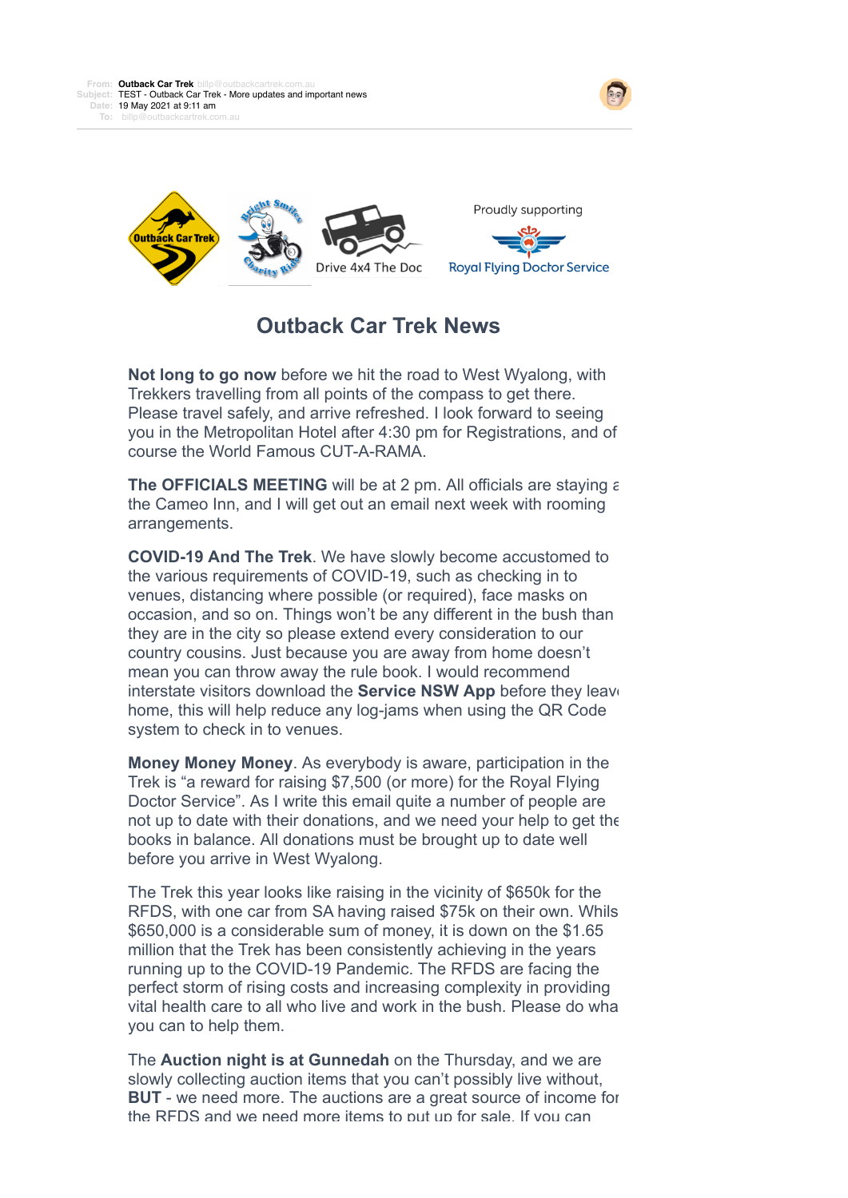**From:** Outback Car Trek billp@outbackcartrek.com.au
**Subject:** TEST - Outback Car Trek - More updates and important news
**Date:** 19 May 2021 at 9:11 am
**To:** billp@outbackcartrek.com.au

Outback Car Trek

Bright Smiles Charity Ride

Drive 4x4 The Doc

Proudly supporting

Royal Flying Doctor Service

# Outback Car Trek News

**Not long to go now** before we hit the road to West Wyalong, with Trekkers travelling from all points of the compass to get there. Please travel safely, and arrive refreshed. I look forward to seeing you in the Metropolitan Hotel after 4:30 pm for Registrations, and of course the World Famous CUT-A-RAMA.

**The OFFICIALS MEETING** will be at 2 pm. All officials are staying a the Cameo Inn, and I will get out an email next week with rooming arrangements.

**COVID-19 And The Trek**. We have slowly become accustomed to the various requirements of COVID-19, such as checking in to venues, distancing where possible (or required), face masks on occasion, and so on. Things won't be any different in the bush than they are in the city so please extend every consideration to our country cousins. Just because you are away from home doesn't mean you can throw away the rule book. I would recommend interstate visitors download the **Service NSW App** before they leave home, this will help reduce any log-jams when using the QR Code system to check in to venues.

**Money Money Money**. As everybody is aware, participation in the Trek is "a reward for raising $7,500 (or more) for the Royal Flying Doctor Service". As I write this email quite a number of people are not up to date with their donations, and we need your help to get the books in balance. All donations must be brought up to date well before you arrive in West Wyalong.

The Trek this year looks like raising in the vicinity of $650k for the RFDS, with one car from SA having raised $75k on their own. Whilst $650,000 is a considerable sum of money, it is down on the $1.65 million that the Trek has been consistently achieving in the years running up to the COVID-19 Pandemic. The RFDS are facing the perfect storm of rising costs and increasing complexity in providing vital health care to all who live and work in the bush. Please do what you can to help them.

The **Auction night is at Gunnedah** on the Thursday, and we are slowly collecting auction items that you can't possibly live without, **BUT** - we need more. The auctions are a great source of income for the RFDS and we need more items to put up for sale. If you can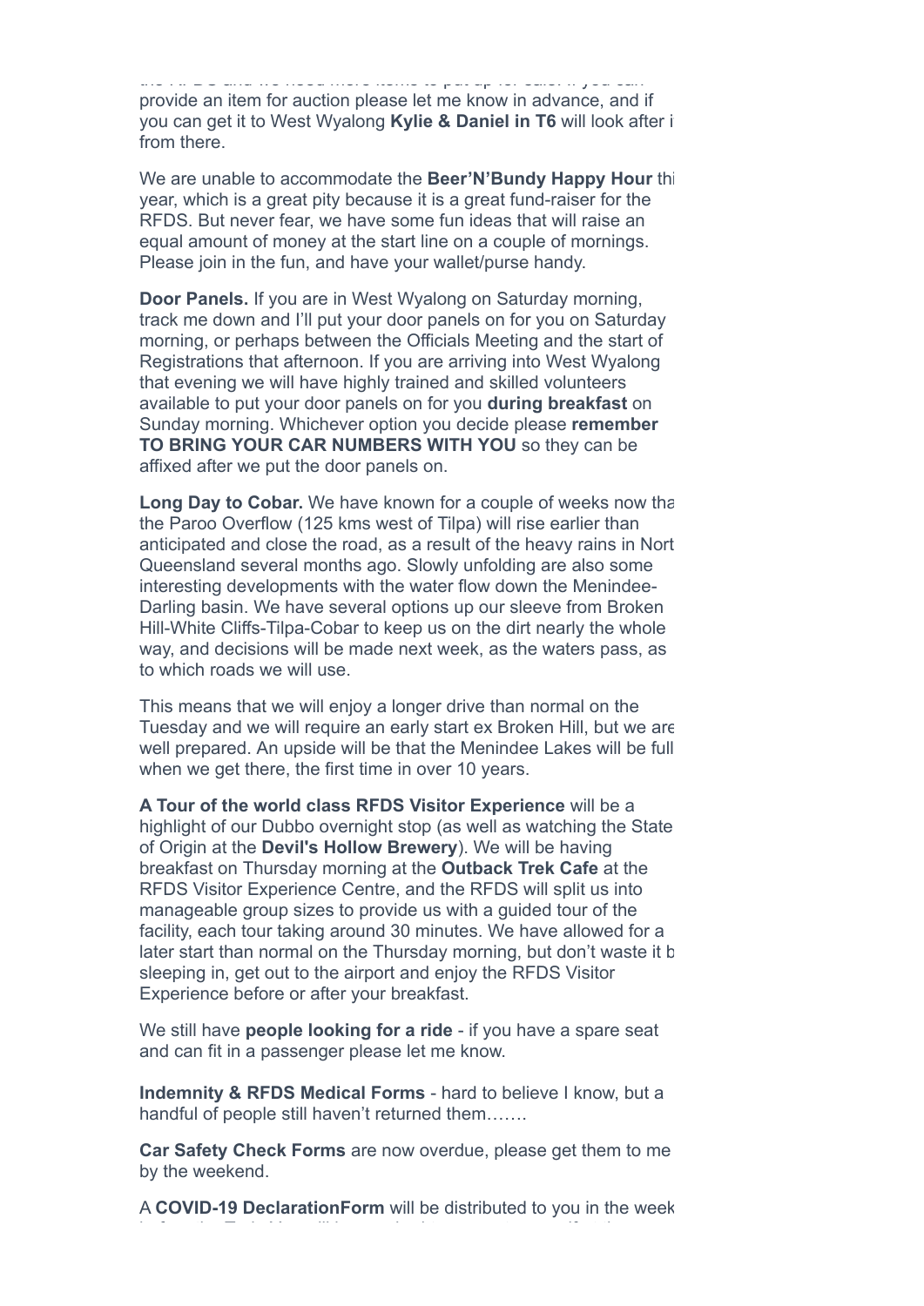provide an item for auction please let me know in advance, and if you can get it to West Wyalong **Kylie & Daniel in T6** will look after i from there.

We are unable to accommodate the **Beer'N'Bundy Happy Hour** thi year, which is a great pity because it is a great fund-raiser for the RFDS. But never fear, we have some fun ideas that will raise an equal amount of money at the start line on a couple of mornings. Please join in the fun, and have your wallet/purse handy.

**Door Panels.** If you are in West Wyalong on Saturday morning, track me down and I'll put your door panels on for you on Saturday morning, or perhaps between the Officials Meeting and the start of Registrations that afternoon. If you are arriving into West Wyalong that evening we will have highly trained and skilled volunteers available to put your door panels on for you **during breakfast** on Sunday morning. Whichever option you decide please **remember TO BRING YOUR CAR NUMBERS WITH YOU** so they can be affixed after we put the door panels on.

**Long Day to Cobar.** We have known for a couple of weeks now tha the Paroo Overflow (125 kms west of Tilpa) will rise earlier than anticipated and close the road, as a result of the heavy rains in Nort Queensland several months ago. Slowly unfolding are also some interesting developments with the water flow down the Menindee-Darling basin. We have several options up our sleeve from Broken Hill-White Cliffs-Tilpa-Cobar to keep us on the dirt nearly the whole way, and decisions will be made next week, as the waters pass, as to which roads we will use.

This means that we will enjoy a longer drive than normal on the Tuesday and we will require an early start ex Broken Hill, but we are well prepared. An upside will be that the Menindee Lakes will be full when we get there, the first time in over 10 years.

**A Tour of the world class RFDS Visitor Experience** will be a highlight of our Dubbo overnight stop (as well as watching the State of Origin at the **Devil's Hollow Brewery**). We will be having breakfast on Thursday morning at the **Outback Trek Cafe** at the RFDS Visitor Experience Centre, and the RFDS will split us into manageable group sizes to provide us with a guided tour of the facility, each tour taking around 30 minutes. We have allowed for a later start than normal on the Thursday morning, but don't waste it b sleeping in, get out to the airport and enjoy the RFDS Visitor Experience before or after your breakfast.

We still have **people looking for a ride** - if you have a spare seat and can fit in a passenger please let me know.

**Indemnity & RFDS Medical Forms** - hard to believe I know, but a handful of people still haven't returned them…….

**Car Safety Check Forms** are now overdue, please get them to me by the weekend.

A **COVID-19 DeclarationForm** will be distributed to you in the week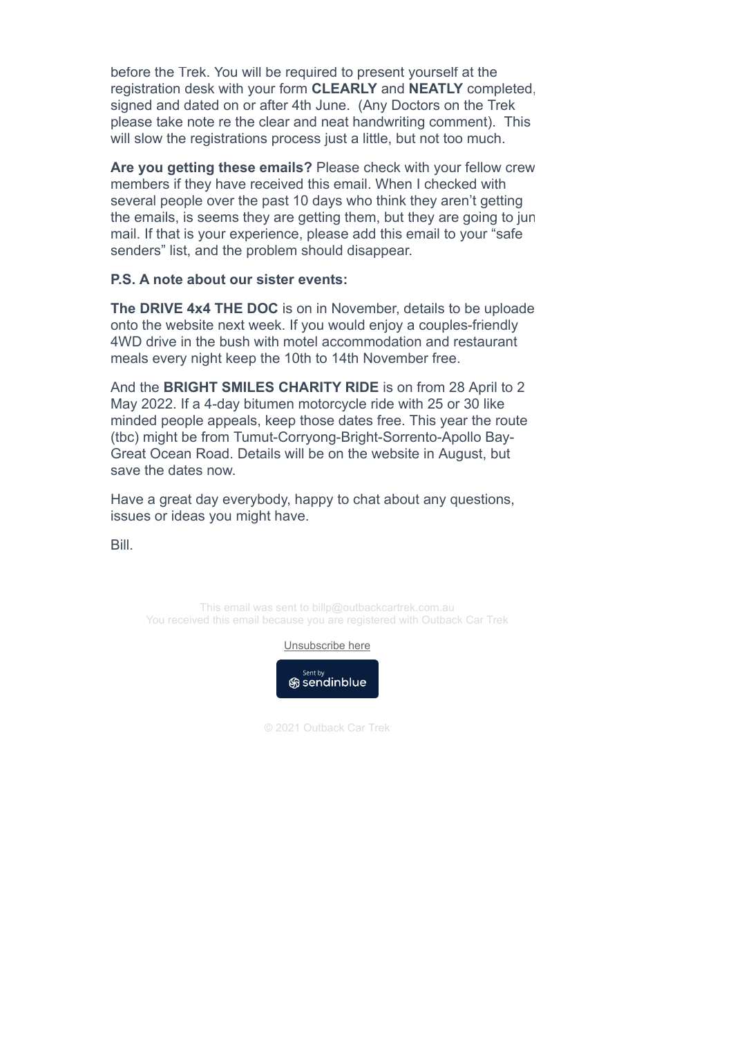before the Trek. You will be required to present yourself at the registration desk with your form **CLEARLY** and **NEATLY** completed, signed and dated on or after 4th June. (Any Doctors on the Trek please take note re the clear and neat handwriting comment). This will slow the registrations process just a little, but not too much.

**Are you getting these emails?** Please check with your fellow crew members if they have received this email. When I checked with several people over the past 10 days who think they aren't getting the emails, is seems they are getting them, but they are going to jun mail. If that is your experience, please add this email to your "safe senders" list, and the problem should disappear.

**P.S. A note about our sister events:**

**The DRIVE 4x4 THE DOC** is on in November, details to be uploade onto the website next week. If you would enjoy a couples-friendly 4WD drive in the bush with motel accommodation and restaurant meals every night keep the 10th to 14th November free.

And the **BRIGHT SMILES CHARITY RIDE** is on from 28 April to 2 May 2022. If a 4-day bitumen motorcycle ride with 25 or 30 like minded people appeals, keep those dates free. This year the route (tbc) might be from Tumut-Corryong-Bright-Sorrento-Apollo Bay-Great Ocean Road. Details will be on the website in August, but save the dates now.

Have a great day everybody, happy to chat about any questions, issues or ideas you might have.

Bill.

This email was sent to billp@outbackcartrek.com.au
You received this email because you are registered with Outback Car Trek

Unsubscribe here

Sent by sendinblue

© 2021 Outback Car Trek